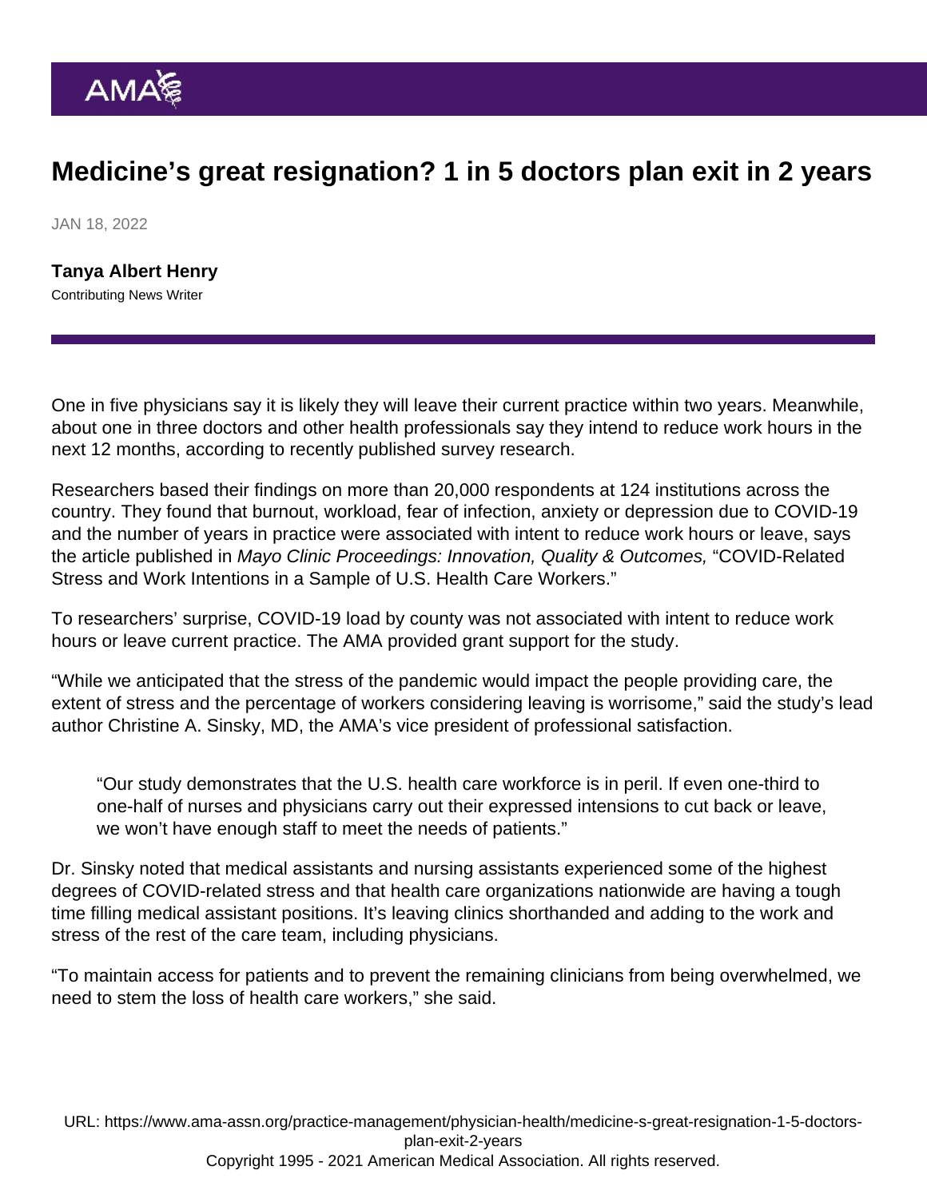# Medicine's great resignation? 1 in 5 doctors plan exit in 2 years

JAN 18, 2022

**Tanya Albert Henry**
Contributing News Writer

One in five physicians say it is likely they will leave their current practice within two years. Meanwhile, about one in three doctors and other health professionals say they intend to reduce work hours in the next 12 months, according to recently published survey research.

Researchers based their findings on more than 20,000 respondents at 124 institutions across the country. They found that burnout, workload, fear of infection, anxiety or depression due to COVID-19 and the number of years in practice were associated with intent to reduce work hours or leave, says the article published in *Mayo Clinic Proceedings: Innovation, Quality & Outcomes,* "COVID-Related Stress and Work Intentions in a Sample of U.S. Health Care Workers."

To researchers' surprise, COVID-19 load by county was not associated with intent to reduce work hours or leave current practice. The AMA provided grant support for the study.

"While we anticipated that the stress of the pandemic would impact the people providing care, the extent of stress and the percentage of workers considering leaving is worrisome," said the study's lead author Christine A. Sinsky, MD, the AMA's vice president of professional satisfaction.

> "Our study demonstrates that the U.S. health care workforce is in peril. If even one-third to one-half of nurses and physicians carry out their expressed intensions to cut back or leave, we won't have enough staff to meet the needs of patients."

Dr. Sinsky noted that medical assistants and nursing assistants experienced some of the highest degrees of COVID-related stress and that health care organizations nationwide are having a tough time filling medical assistant positions. It's leaving clinics shorthanded and adding to the work and stress of the rest of the care team, including physicians.

"To maintain access for patients and to prevent the remaining clinicians from being overwhelmed, we need to stem the loss of health care workers," she said.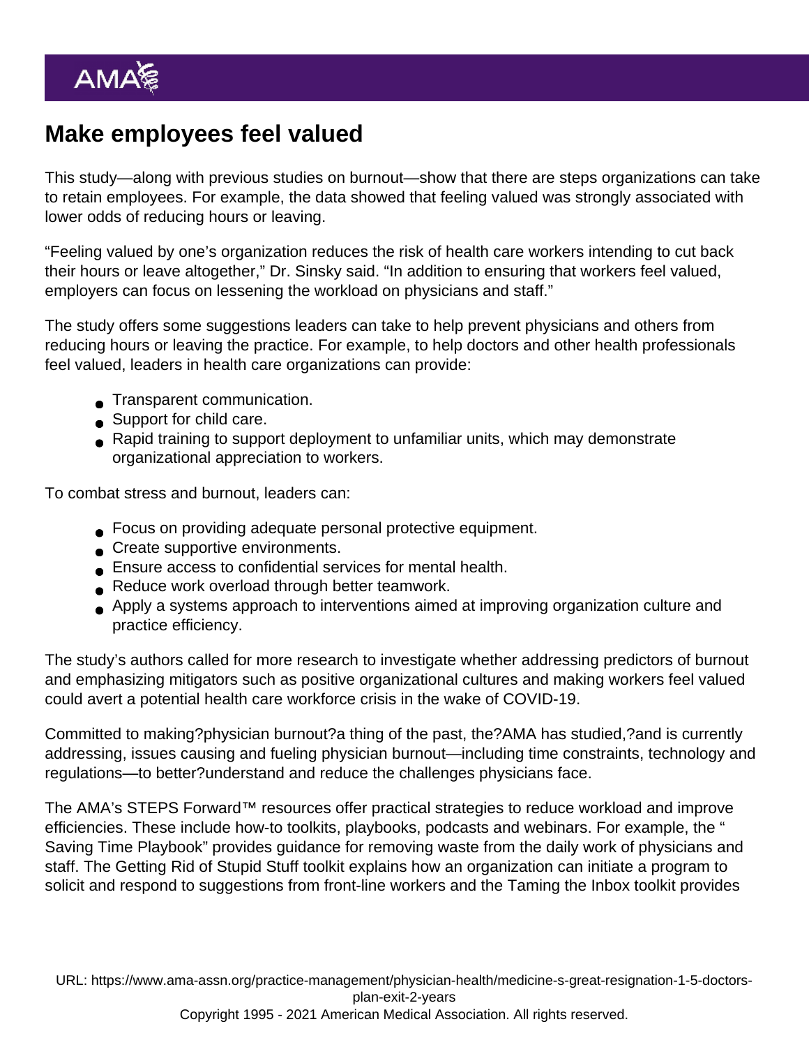## Make employees feel valued

This study—along with previous studies on burnout—show that there are steps organizations can take to retain employees. For example, the data showed that feeling valued was strongly associated with lower odds of reducing hours or leaving.

"Feeling valued by one's organization reduces the risk of health care workers intending to cut back their hours or leave altogether," Dr. Sinsky said. "In addition to ensuring that workers feel valued, employers can focus on lessening the workload on physicians and staff."

The study offers some suggestions leaders can take to help prevent physicians and others from reducing hours or leaving the practice. For example, to help doctors and other health professionals feel valued, leaders in health care organizations can provide:

- Transparent communication.
- Support for child care.
- Rapid training to support deployment to unfamiliar units, which may demonstrate organizational appreciation to workers.

To combat stress and burnout, leaders can:

- Focus on providing adequate personal protective equipment.
- Create supportive environments.
- Ensure access to confidential services for mental health.
- Reduce work overload through better teamwork.
- Apply a systems approach to interventions aimed at improving organization culture and practice efficiency.

The study's authors called for more research to investigate whether addressing predictors of burnout and emphasizing mitigators such as positive organizational cultures and making workers feel valued could avert a potential health care workforce crisis in the wake of COVID-19.

Committed to making?physician burnout?a thing of the past, the?AMA has studied,?and is currently addressing, issues causing and fueling physician burnout—including time constraints, technology and regulations—to better?understand and reduce the challenges physicians face.

The AMA's STEPS Forward™ resources offer practical strategies to reduce workload and improve efficiencies. These include how-to toolkits, playbooks, podcasts and webinars. For example, the " Saving Time Playbook" provides guidance for removing waste from the daily work of physicians and staff. The Getting Rid of Stupid Stuff toolkit explains how an organization can initiate a program to solicit and respond to suggestions from front-line workers and the Taming the Inbox toolkit provides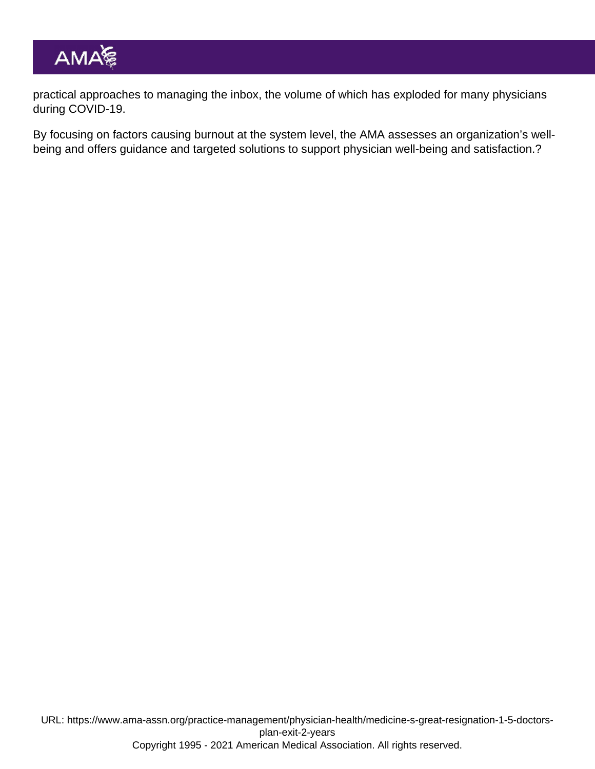practical approaches to managing the inbox, the volume of which has exploded for many physicians during COVID-19.

By focusing on factors causing burnout at the system level, the AMA assesses an organization's well-being and offers guidance and targeted solutions to support physician well-being and satisfaction.?